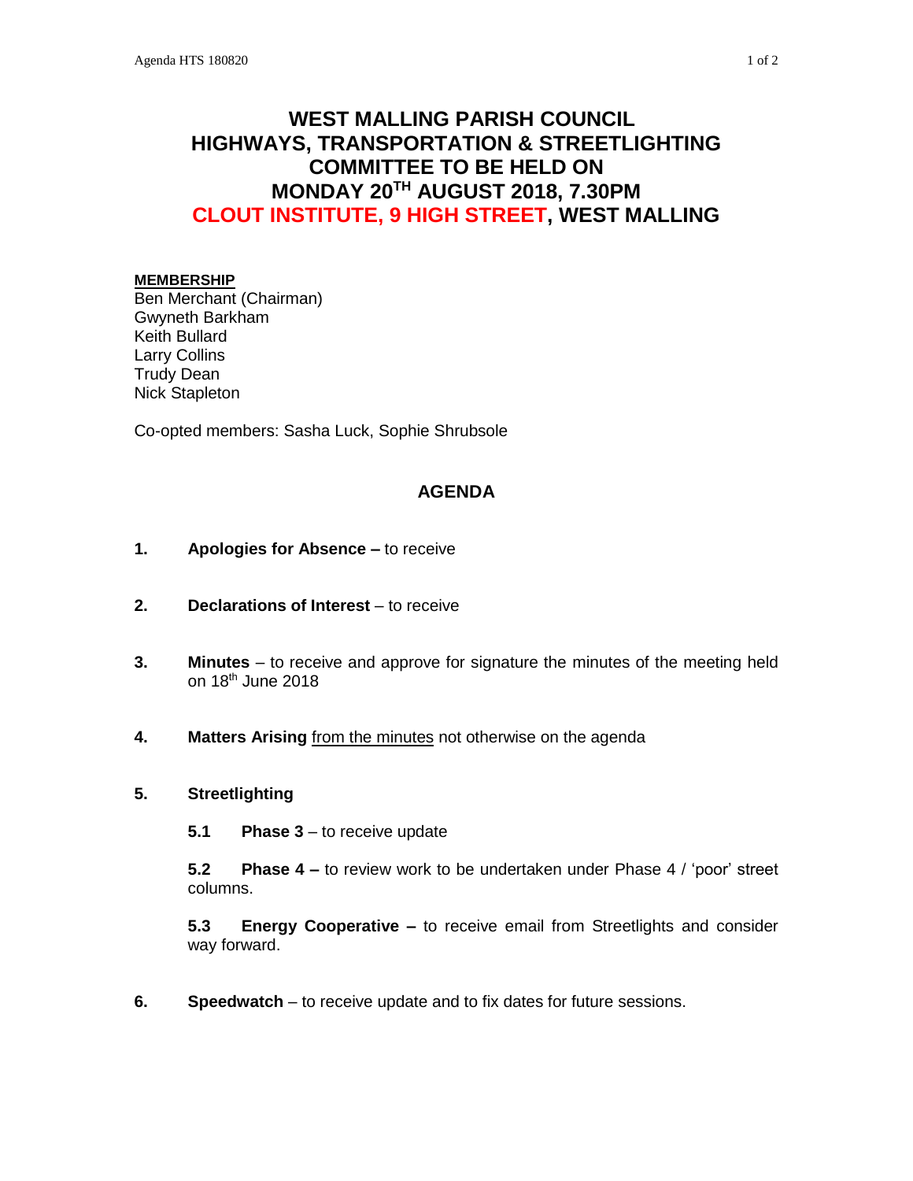# WEST MALLING PARISH COUNCIL
# HIGHWAYS, TRANSPORTATION & STREETLIGHTING COMMITTEE TO BE HELD ON MONDAY 20TH AUGUST 2018, 7.30PM
# CLOUT INSTITUTE, 9 HIGH STREET, WEST MALLING

**MEMBERSHIP**

Ben Merchant (Chairman)
Gwyneth Barkham
Keith Bullard
Larry Collins
Trudy Dean
Nick Stapleton

Co-opted members: Sasha Luck, Sophie Shrubsole

## AGENDA

**1. Apologies for Absence –** to receive

**2. Declarations of Interest** – to receive

**3. Minutes** – to receive and approve for signature the minutes of the meeting held on 18th June 2018

**4. Matters Arising** from the minutes not otherwise on the agenda

**5. Streetlighting**

**5.1 Phase 3** – to receive update

**5.2 Phase 4 –** to review work to be undertaken under Phase 4 / 'poor' street columns.

**5.3 Energy Cooperative –** to receive email from Streetlights and consider way forward.

**6. Speedwatch** – to receive update and to fix dates for future sessions.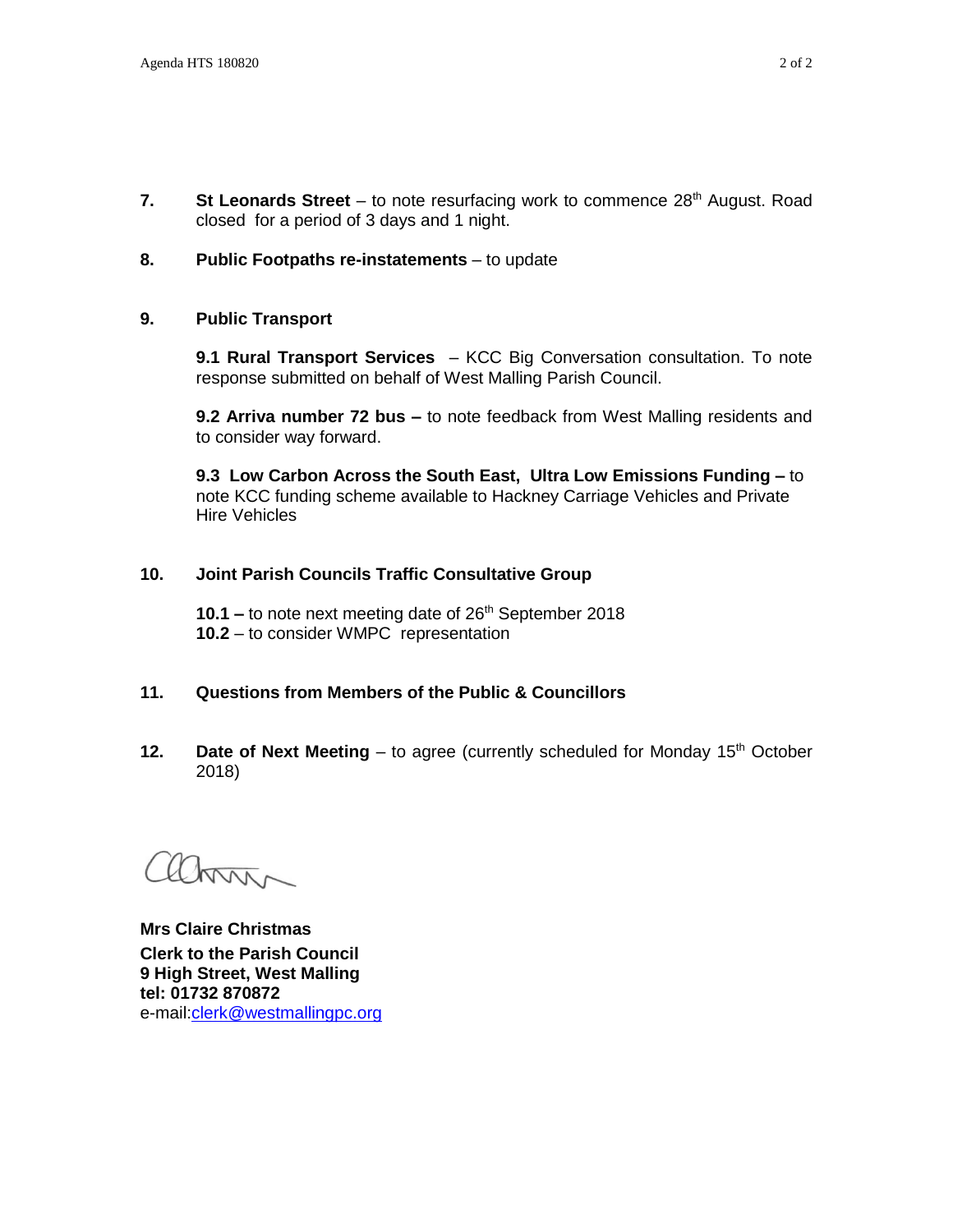**7.** **St Leonards Street** – to note resurfacing work to commence 28th August. Road closed for a period of 3 days and 1 night.

**8.** **Public Footpaths re-instatements** – to update

**9.** **Public Transport**

**9.1 Rural Transport Services** – KCC Big Conversation consultation. To note response submitted on behalf of West Malling Parish Council.

**9.2 Arriva number 72 bus –** to note feedback from West Malling residents and to consider way forward.

**9.3 Low Carbon Across the South East, Ultra Low Emissions Funding –** to note KCC funding scheme available to Hackney Carriage Vehicles and Private Hire Vehicles

**10.** **Joint Parish Councils Traffic Consultative Group**

**10.1 –** to note next meeting date of 26th September 2018
**10.2** – to consider WMPC representation

**11.** **Questions from Members of the Public & Councillors**

**12.** **Date of Next Meeting** – to agree (currently scheduled for Monday 15th October 2018)

**Mrs Claire Christmas**
**Clerk to the Parish Council**
**9 High Street, West Malling**
**tel: 01732 870872**
e-mail:clerk@westmallingpc.org